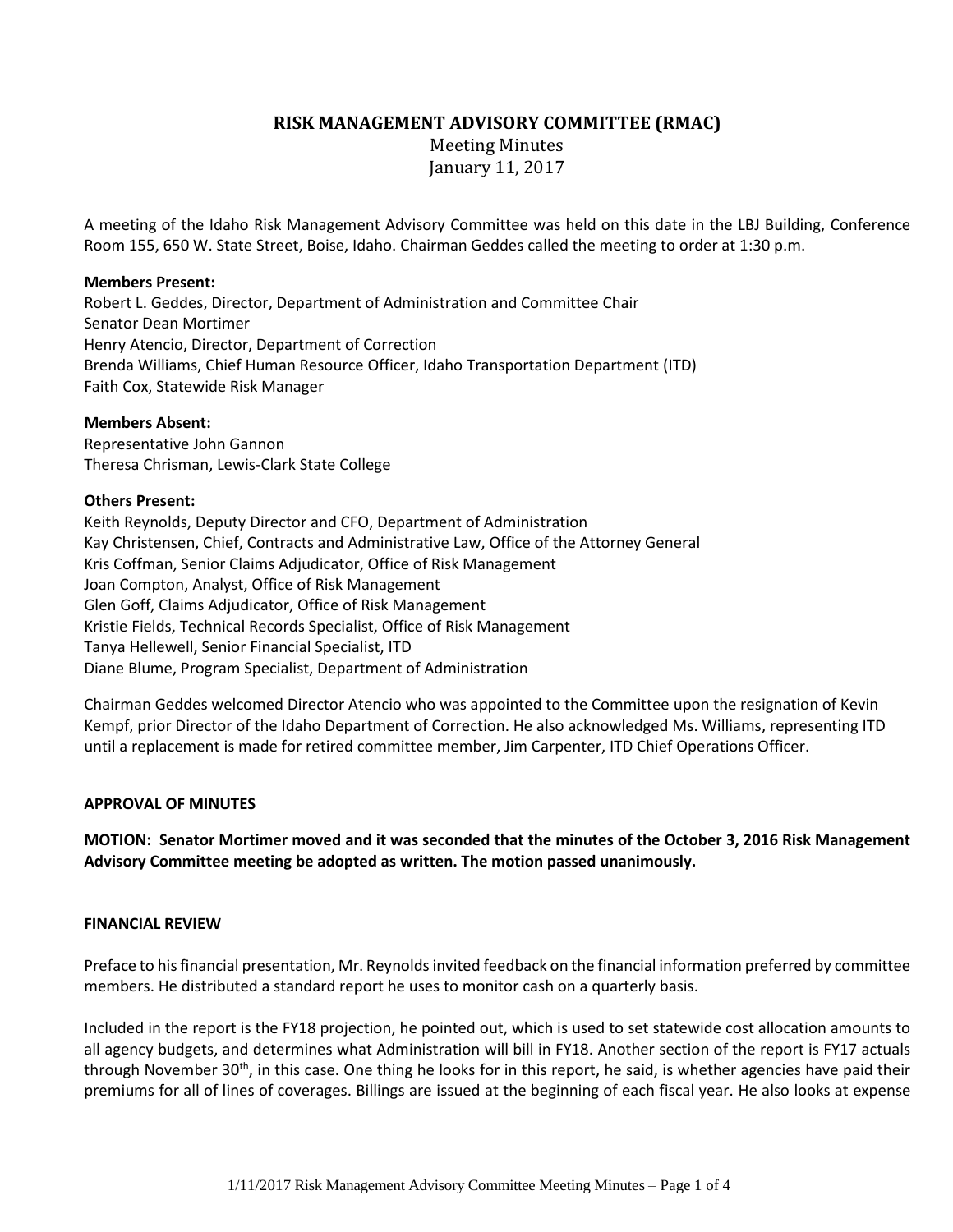# RISK MANAGEMENT ADVISORY COMMITTEE (RMAC)

Meeting Minutes
January 11, 2017

A meeting of the Idaho Risk Management Advisory Committee was held on this date in the LBJ Building, Conference Room 155, 650 W. State Street, Boise, Idaho. Chairman Geddes called the meeting to order at 1:30 p.m.

**Members Present:**
Robert L. Geddes, Director, Department of Administration and Committee Chair
Senator Dean Mortimer
Henry Atencio, Director, Department of Correction
Brenda Williams, Chief Human Resource Officer, Idaho Transportation Department (ITD)
Faith Cox, Statewide Risk Manager

**Members Absent:**
Representative John Gannon
Theresa Chrisman, Lewis-Clark State College

**Others Present:**
Keith Reynolds, Deputy Director and CFO, Department of Administration
Kay Christensen, Chief, Contracts and Administrative Law, Office of the Attorney General
Kris Coffman, Senior Claims Adjudicator, Office of Risk Management
Joan Compton, Analyst, Office of Risk Management
Glen Goff, Claims Adjudicator, Office of Risk Management
Kristie Fields, Technical Records Specialist, Office of Risk Management
Tanya Hellewell, Senior Financial Specialist, ITD
Diane Blume, Program Specialist, Department of Administration

Chairman Geddes welcomed Director Atencio who was appointed to the Committee upon the resignation of Kevin Kempf, prior Director of the Idaho Department of Correction. He also acknowledged Ms. Williams, representing ITD until a replacement is made for retired committee member, Jim Carpenter, ITD Chief Operations Officer.

**APPROVAL OF MINUTES**

**MOTION: Senator Mortimer moved and it was seconded that the minutes of the October 3, 2016 Risk Management Advisory Committee meeting be adopted as written. The motion passed unanimously.**

**FINANCIAL REVIEW**

Preface to his financial presentation, Mr. Reynolds invited feedback on the financial information preferred by committee members. He distributed a standard report he uses to monitor cash on a quarterly basis.

Included in the report is the FY18 projection, he pointed out, which is used to set statewide cost allocation amounts to all agency budgets, and determines what Administration will bill in FY18. Another section of the report is FY17 actuals through November 30th, in this case. One thing he looks for in this report, he said, is whether agencies have paid their premiums for all of lines of coverages. Billings are issued at the beginning of each fiscal year. He also looks at expense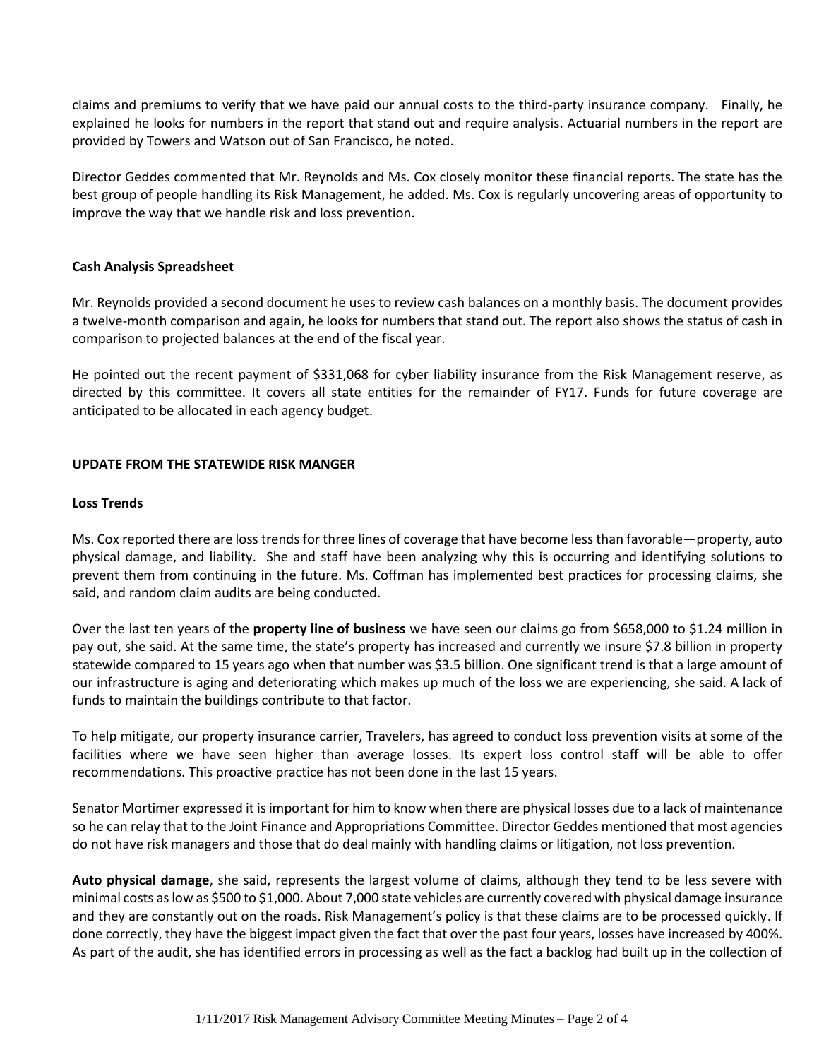claims and premiums to verify that we have paid our annual costs to the third-party insurance company. Finally, he explained he looks for numbers in the report that stand out and require analysis. Actuarial numbers in the report are provided by Towers and Watson out of San Francisco, he noted.

Director Geddes commented that Mr. Reynolds and Ms. Cox closely monitor these financial reports. The state has the best group of people handling its Risk Management, he added. Ms. Cox is regularly uncovering areas of opportunity to improve the way that we handle risk and loss prevention.

### Cash Analysis Spreadsheet

Mr. Reynolds provided a second document he uses to review cash balances on a monthly basis. The document provides a twelve-month comparison and again, he looks for numbers that stand out. The report also shows the status of cash in comparison to projected balances at the end of the fiscal year.

He pointed out the recent payment of $331,068 for cyber liability insurance from the Risk Management reserve, as directed by this committee. It covers all state entities for the remainder of FY17. Funds for future coverage are anticipated to be allocated in each agency budget.

## UPDATE FROM THE STATEWIDE RISK MANGER

### Loss Trends

Ms. Cox reported there are loss trends for three lines of coverage that have become less than favorable—property, auto physical damage, and liability. She and staff have been analyzing why this is occurring and identifying solutions to prevent them from continuing in the future. Ms. Coffman has implemented best practices for processing claims, she said, and random claim audits are being conducted.

Over the last ten years of the **property line of business** we have seen our claims go from $658,000 to $1.24 million in pay out, she said. At the same time, the state's property has increased and currently we insure $7.8 billion in property statewide compared to 15 years ago when that number was $3.5 billion. One significant trend is that a large amount of our infrastructure is aging and deteriorating which makes up much of the loss we are experiencing, she said. A lack of funds to maintain the buildings contribute to that factor.

To help mitigate, our property insurance carrier, Travelers, has agreed to conduct loss prevention visits at some of the facilities where we have seen higher than average losses. Its expert loss control staff will be able to offer recommendations. This proactive practice has not been done in the last 15 years.

Senator Mortimer expressed it is important for him to know when there are physical losses due to a lack of maintenance so he can relay that to the Joint Finance and Appropriations Committee. Director Geddes mentioned that most agencies do not have risk managers and those that do deal mainly with handling claims or litigation, not loss prevention.

**Auto physical damage**, she said, represents the largest volume of claims, although they tend to be less severe with minimal costs as low as $500 to $1,000. About 7,000 state vehicles are currently covered with physical damage insurance and they are constantly out on the roads. Risk Management's policy is that these claims are to be processed quickly. If done correctly, they have the biggest impact given the fact that over the past four years, losses have increased by 400%. As part of the audit, she has identified errors in processing as well as the fact a backlog had built up in the collection of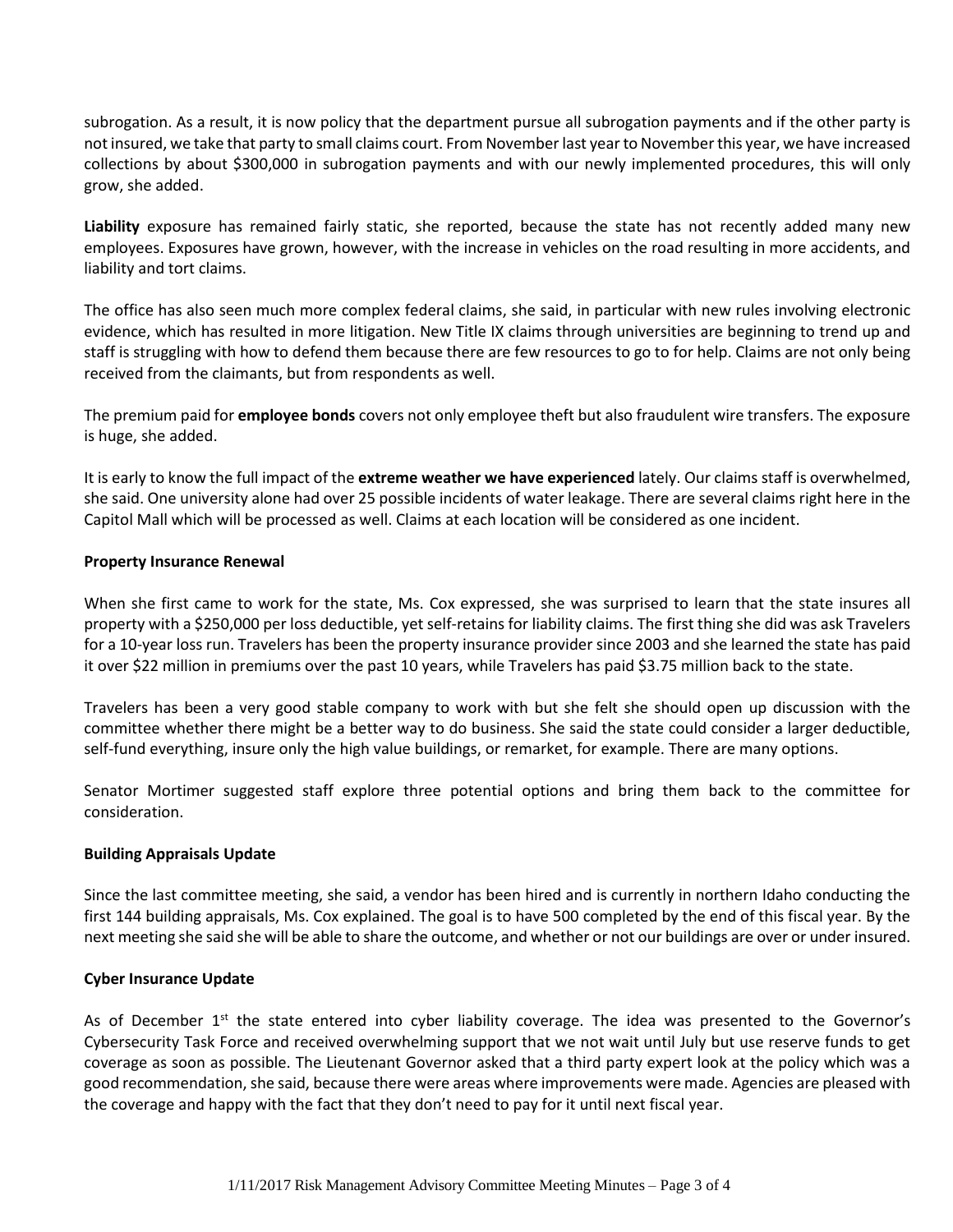subrogation. As a result, it is now policy that the department pursue all subrogation payments and if the other party is not insured, we take that party to small claims court. From November last year to November this year, we have increased collections by about $300,000 in subrogation payments and with our newly implemented procedures, this will only grow, she added.

**Liability** exposure has remained fairly static, she reported, because the state has not recently added many new employees. Exposures have grown, however, with the increase in vehicles on the road resulting in more accidents, and liability and tort claims.

The office has also seen much more complex federal claims, she said, in particular with new rules involving electronic evidence, which has resulted in more litigation. New Title IX claims through universities are beginning to trend up and staff is struggling with how to defend them because there are few resources to go to for help. Claims are not only being received from the claimants, but from respondents as well.

The premium paid for **employee bonds** covers not only employee theft but also fraudulent wire transfers. The exposure is huge, she added.

It is early to know the full impact of the **extreme weather we have experienced** lately. Our claims staff is overwhelmed, she said. One university alone had over 25 possible incidents of water leakage. There are several claims right here in the Capitol Mall which will be processed as well. Claims at each location will be considered as one incident.

**Property Insurance Renewal**

When she first came to work for the state, Ms. Cox expressed, she was surprised to learn that the state insures all property with a $250,000 per loss deductible, yet self-retains for liability claims. The first thing she did was ask Travelers for a 10-year loss run. Travelers has been the property insurance provider since 2003 and she learned the state has paid it over $22 million in premiums over the past 10 years, while Travelers has paid $3.75 million back to the state.

Travelers has been a very good stable company to work with but she felt she should open up discussion with the committee whether there might be a better way to do business. She said the state could consider a larger deductible, self-fund everything, insure only the high value buildings, or remarket, for example. There are many options.

Senator Mortimer suggested staff explore three potential options and bring them back to the committee for consideration.

**Building Appraisals Update**

Since the last committee meeting, she said, a vendor has been hired and is currently in northern Idaho conducting the first 144 building appraisals, Ms. Cox explained. The goal is to have 500 completed by the end of this fiscal year. By the next meeting she said she will be able to share the outcome, and whether or not our buildings are over or under insured.

**Cyber Insurance Update**

As of December 1st the state entered into cyber liability coverage. The idea was presented to the Governor's Cybersecurity Task Force and received overwhelming support that we not wait until July but use reserve funds to get coverage as soon as possible. The Lieutenant Governor asked that a third party expert look at the policy which was a good recommendation, she said, because there were areas where improvements were made. Agencies are pleased with the coverage and happy with the fact that they don't need to pay for it until next fiscal year.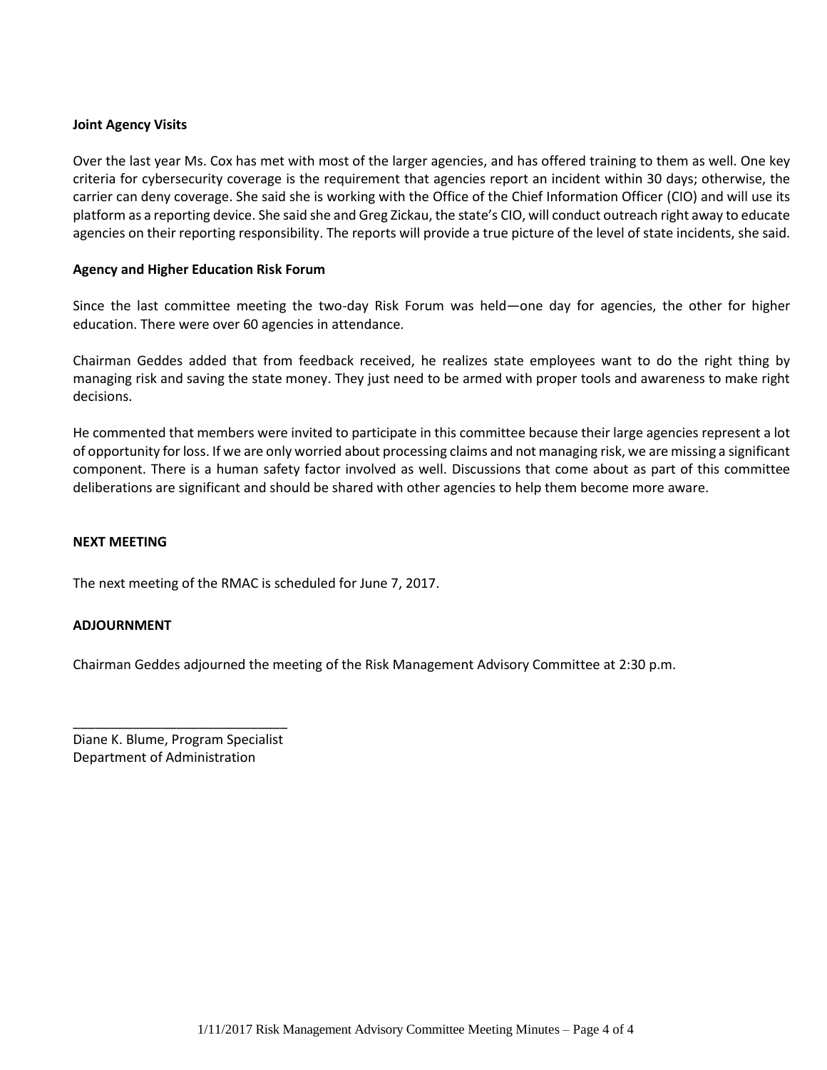**Joint Agency Visits**

Over the last year Ms. Cox has met with most of the larger agencies, and has offered training to them as well. One key criteria for cybersecurity coverage is the requirement that agencies report an incident within 30 days; otherwise, the carrier can deny coverage. She said she is working with the Office of the Chief Information Officer (CIO) and will use its platform as a reporting device. She said she and Greg Zickau, the state's CIO, will conduct outreach right away to educate agencies on their reporting responsibility. The reports will provide a true picture of the level of state incidents, she said.

**Agency and Higher Education Risk Forum**

Since the last committee meeting the two-day Risk Forum was held—one day for agencies, the other for higher education. There were over 60 agencies in attendance.

Chairman Geddes added that from feedback received, he realizes state employees want to do the right thing by managing risk and saving the state money. They just need to be armed with proper tools and awareness to make right decisions.

He commented that members were invited to participate in this committee because their large agencies represent a lot of opportunity for loss. If we are only worried about processing claims and not managing risk, we are missing a significant component. There is a human safety factor involved as well. Discussions that come about as part of this committee deliberations are significant and should be shared with other agencies to help them become more aware.

**NEXT MEETING**

The next meeting of the RMAC is scheduled for June 7, 2017.

**ADJOURNMENT**

Chairman Geddes adjourned the meeting of the Risk Management Advisory Committee at 2:30 p.m.

______________________________

Diane K. Blume, Program Specialist
Department of Administration